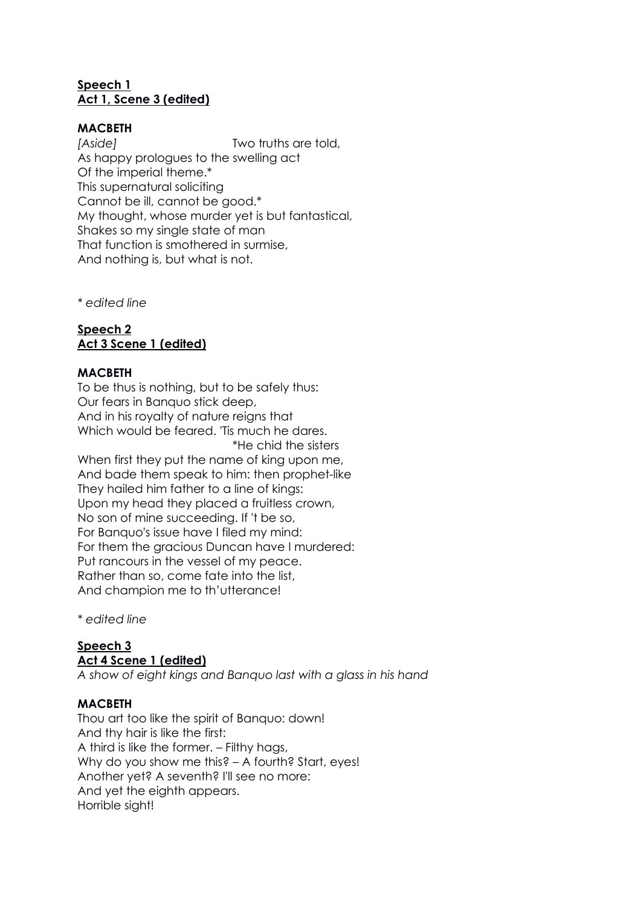**<u>Speech 1</u>**
**<u>Act 1, Scene 3 (edited)</u>**

**MACBETH**
*[Aside]* Two truths are told,
As happy prologues to the swelling act
Of the imperial theme.*
This supernatural soliciting
Cannot be ill, cannot be good.*
My thought, whose murder yet is but fantastical,
Shakes so my single state of man
That function is smothered in surmise,
And nothing is, but what is not.

*\* edited line*

**<u>Speech 2</u>**
**<u>Act 3 Scene 1 (edited)</u>**

**MACBETH**
To be thus is nothing, but to be safely thus:
Our fears in Banquo stick deep,
And in his royalty of nature reigns that
Which would be feared. 'Tis much he dares.
*He chid the sisters
When first they put the name of king upon me,
And bade them speak to him: then prophet-like
They hailed him father to a line of kings:
Upon my head they placed a fruitless crown,
No son of mine succeeding. If 't be so,
For Banquo's issue have I filed my mind:
For them the gracious Duncan have I murdered:
Put rancours in the vessel of my peace.
Rather than so, come fate into the list,
And champion me to th'utterance!

*\* edited line*

**<u>Speech 3</u>**
**<u>Act 4 Scene 1 (edited)</u>**
*A show of eight kings and Banquo last with a glass in his hand*

**MACBETH**
Thou art too like the spirit of Banquo: down!
And thy hair is like the first:
A third is like the former. – Filthy hags,
Why do you show me this? – A fourth? Start, eyes!
Another yet? A seventh? I'll see no more:
And yet the eighth appears.
Horrible sight!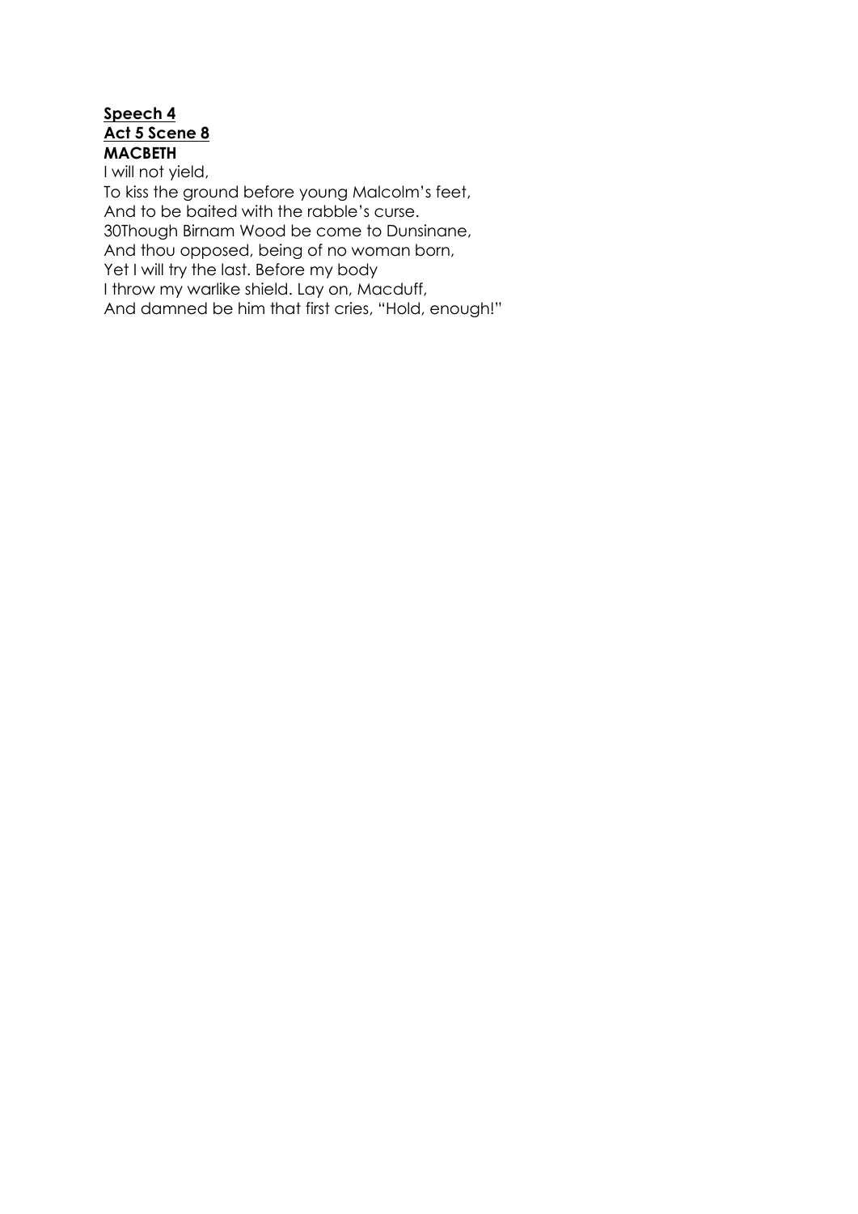**<u>Speech 4</u>**
**<u>Act 5 Scene 8</u>**
**MACBETH**
I will not yield,
To kiss the ground before young Malcolm's feet,
And to be baited with the rabble's curse.
30Though Birnam Wood be come to Dunsinane,
And thou opposed, being of no woman born,
Yet I will try the last. Before my body
I throw my warlike shield. Lay on, Macduff,
And damned be him that first cries, "Hold, enough!"